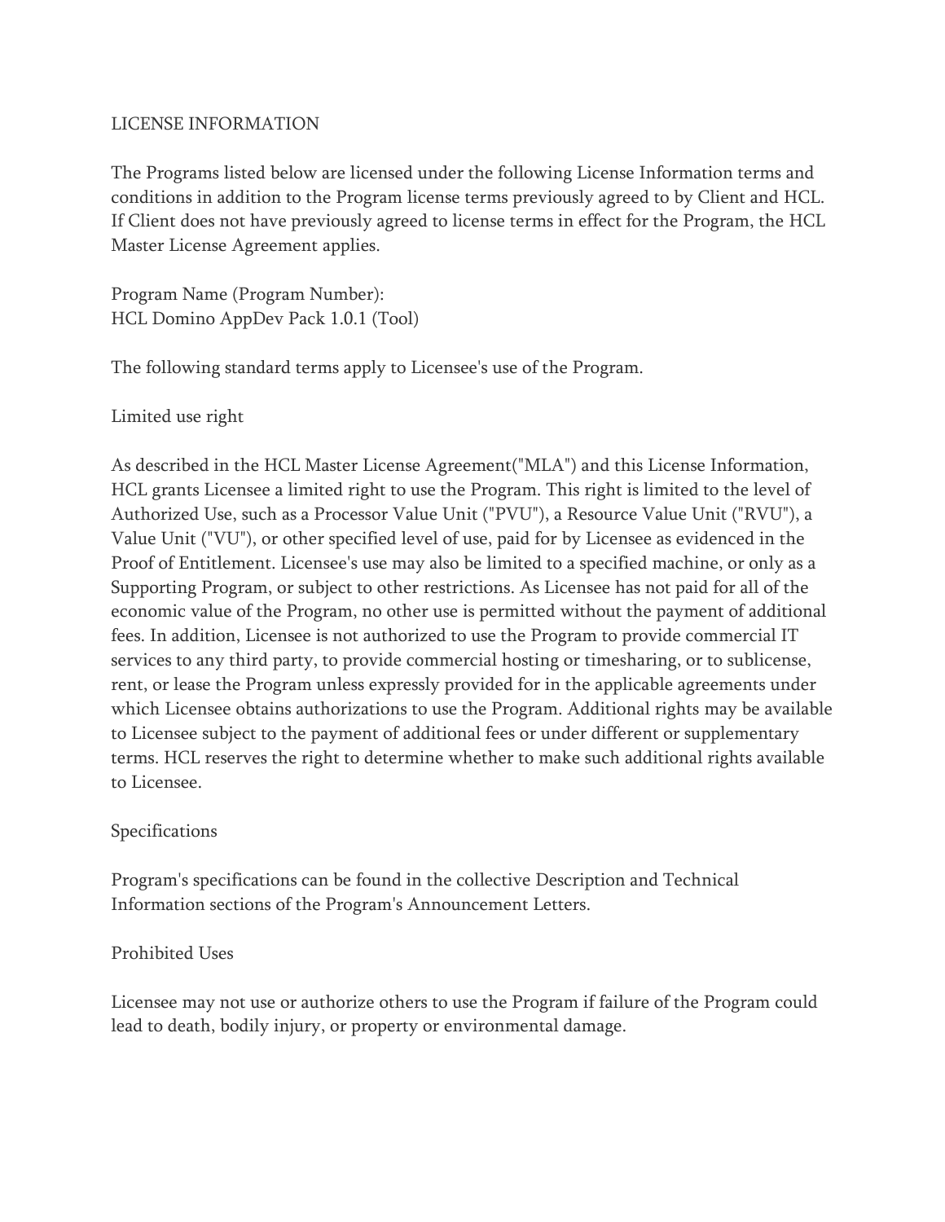# LICENSE INFORMATION

The Programs listed below are licensed under the following License Information terms and conditions in addition to the Program license terms previously agreed to by Client and HCL. If Client does not have previously agreed to license terms in effect for the Program, the HCL Master License Agreement applies.

Program Name (Program Number):
HCL Domino AppDev Pack 1.0.1 (Tool)

The following standard terms apply to Licensee's use of the Program.

## Limited use right

As described in the HCL Master License Agreement("MLA") and this License Information, HCL grants Licensee a limited right to use the Program. This right is limited to the level of Authorized Use, such as a Processor Value Unit ("PVU"), a Resource Value Unit ("RVU"), a Value Unit ("VU"), or other specified level of use, paid for by Licensee as evidenced in the Proof of Entitlement. Licensee's use may also be limited to a specified machine, or only as a Supporting Program, or subject to other restrictions. As Licensee has not paid for all of the economic value of the Program, no other use is permitted without the payment of additional fees. In addition, Licensee is not authorized to use the Program to provide commercial IT services to any third party, to provide commercial hosting or timesharing, or to sublicense, rent, or lease the Program unless expressly provided for in the applicable agreements under which Licensee obtains authorizations to use the Program. Additional rights may be available to Licensee subject to the payment of additional fees or under different or supplementary terms. HCL reserves the right to determine whether to make such additional rights available to Licensee.

## Specifications

Program's specifications can be found in the collective Description and Technical Information sections of the Program's Announcement Letters.

## Prohibited Uses

Licensee may not use or authorize others to use the Program if failure of the Program could lead to death, bodily injury, or property or environmental damage.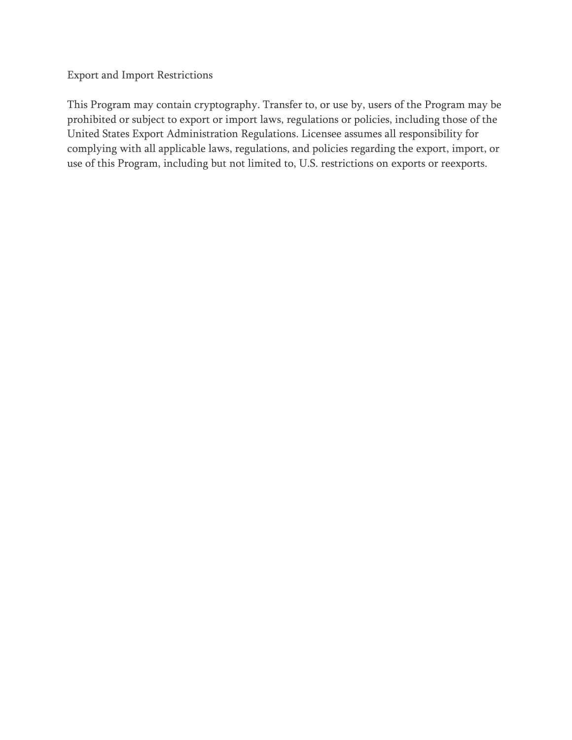## Export and Import Restrictions

This Program may contain cryptography. Transfer to, or use by, users of the Program may be prohibited or subject to export or import laws, regulations or policies, including those of the United States Export Administration Regulations. Licensee assumes all responsibility for complying with all applicable laws, regulations, and policies regarding the export, import, or use of this Program, including but not limited to, U.S. restrictions on exports or reexports.